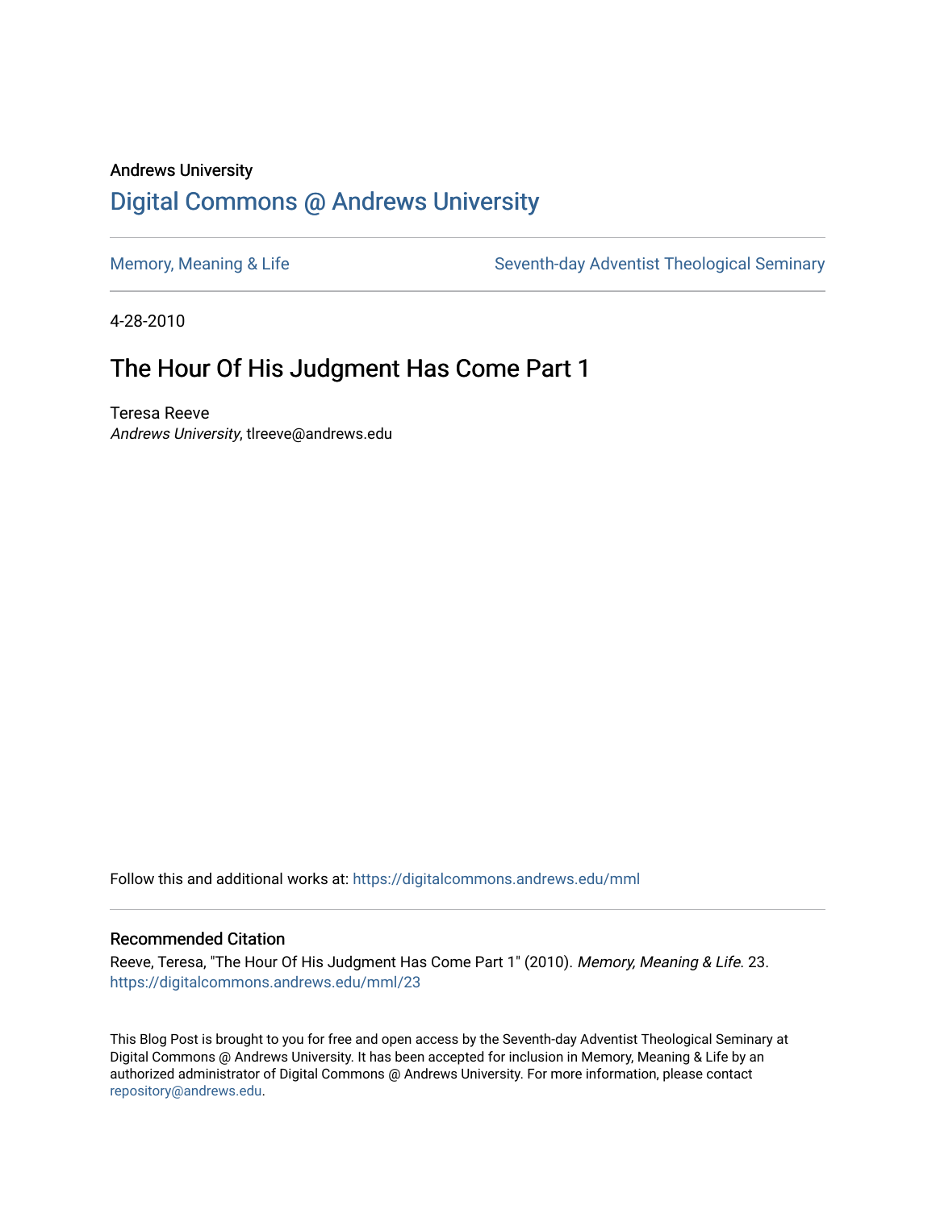Andrews University

# Digital Commons @ Andrews University

Memory, Meaning & Life

Seventh-day Adventist Theological Seminary

4-28-2010

## The Hour Of His Judgment Has Come Part 1

Teresa Reeve
*Andrews University*, tlreeve@andrews.edu

Follow this and additional works at: https://digitalcommons.andrews.edu/mml

### Recommended Citation

Reeve, Teresa, "The Hour Of His Judgment Has Come Part 1" (2010). *Memory, Meaning & Life*. 23.
https://digitalcommons.andrews.edu/mml/23

This Blog Post is brought to you for free and open access by the Seventh-day Adventist Theological Seminary at Digital Commons @ Andrews University. It has been accepted for inclusion in Memory, Meaning & Life by an authorized administrator of Digital Commons @ Andrews University. For more information, please contact repository@andrews.edu.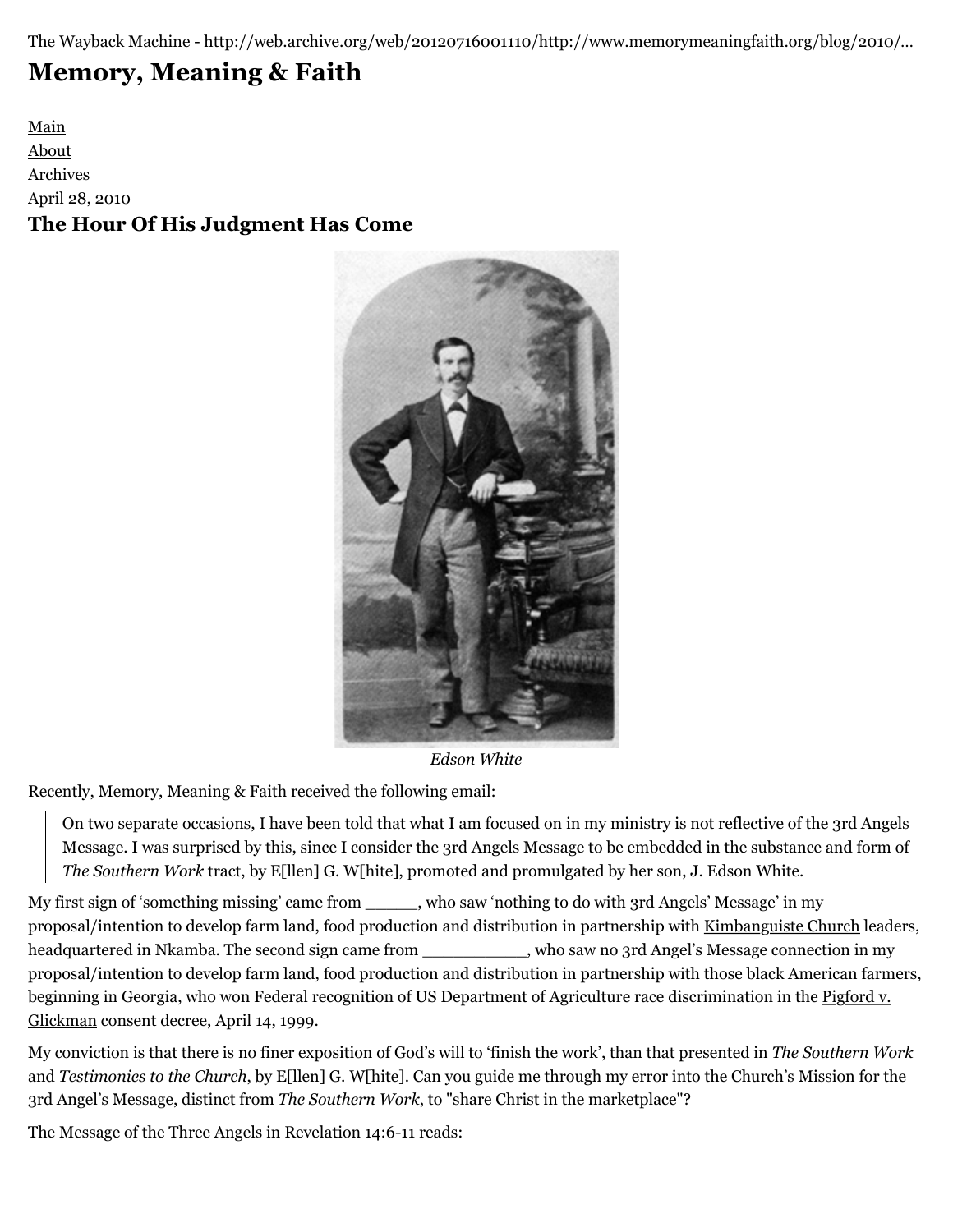The Wayback Machine - http://web.archive.org/web/20120716001110/http://www.memorymeaningfaith.org/blog/2010/...

# Memory, Meaning & Faith

Main
About
Archives

April 28, 2010

## The Hour Of His Judgment Has Come

*Edson White*

Recently, Memory, Meaning & Faith received the following email:

> On two separate occasions, I have been told that what I am focused on in my ministry is not reflective of the 3rd Angels Message. I was surprised by this, since I consider the 3rd Angels Message to be embedded in the substance and form of *The Southern Work* tract, by E[llen] G. W[hite], promoted and promulgated by her son, J. Edson White.

My first sign of 'something missing' came from _____, who saw 'nothing to do with 3rd Angels' Message' in my proposal/intention to develop farm land, food production and distribution in partnership with Kimbanguiste Church leaders, headquartered in Nkamba. The second sign came from __________, who saw no 3rd Angel's Message connection in my proposal/intention to develop farm land, food production and distribution in partnership with those black American farmers, beginning in Georgia, who won Federal recognition of US Department of Agriculture race discrimination in the Pigford v. Glickman consent decree, April 14, 1999.

My conviction is that there is no finer exposition of God's will to 'finish the work', than that presented in *The Southern Work* and *Testimonies to the Church*, by E[llen] G. W[hite]. Can you guide me through my error into the Church's Mission for the 3rd Angel's Message, distinct from *The Southern Work*, to "share Christ in the marketplace"?

The Message of the Three Angels in Revelation 14:6-11 reads: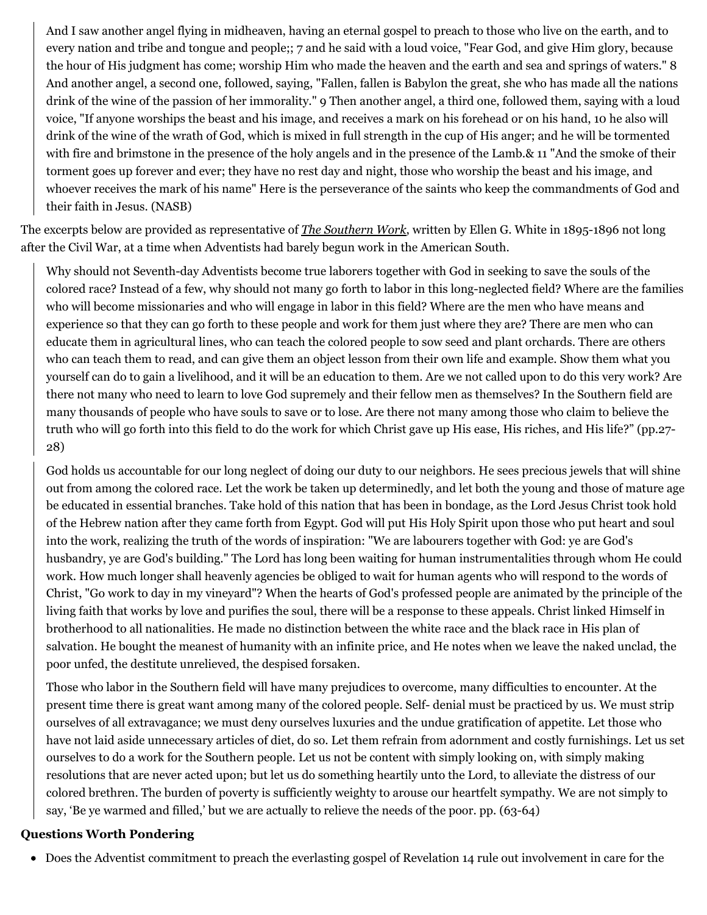> And I saw another angel flying in midheaven, having an eternal gospel to preach to those who live on the earth, and to every nation and tribe and tongue and people;; 7 and he said with a loud voice, "Fear God, and give Him glory, because the hour of His judgment has come; worship Him who made the heaven and the earth and sea and springs of waters." 8 And another angel, a second one, followed, saying, "Fallen, fallen is Babylon the great, she who has made all the nations drink of the wine of the passion of her immorality." 9 Then another angel, a third one, followed them, saying with a loud voice, "If anyone worships the beast and his image, and receives a mark on his forehead or on his hand, 10 he also will drink of the wine of the wrath of God, which is mixed in full strength in the cup of His anger; and he will be tormented with fire and brimstone in the presence of the holy angels and in the presence of the Lamb.& 11 "And the smoke of their torment goes up forever and ever; they have no rest day and night, those who worship the beast and his image, and whoever receives the mark of his name" Here is the perseverance of the saints who keep the commandments of God and their faith in Jesus. (NASB)

The excerpts below are provided as representative of *The Southern Work*, written by Ellen G. White in 1895-1896 not long after the Civil War, at a time when Adventists had barely begun work in the American South.

> Why should not Seventh-day Adventists become true laborers together with God in seeking to save the souls of the colored race? Instead of a few, why should not many go forth to labor in this long-neglected field? Where are the families who will become missionaries and who will engage in labor in this field? Where are the men who have means and experience so that they can go forth to these people and work for them just where they are? There are men who can educate them in agricultural lines, who can teach the colored people to sow seed and plant orchards. There are others who can teach them to read, and can give them an object lesson from their own life and example. Show them what you yourself can do to gain a livelihood, and it will be an education to them. Are we not called upon to do this very work? Are there not many who need to learn to love God supremely and their fellow men as themselves? In the Southern field are many thousands of people who have souls to save or to lose. Are there not many among those who claim to believe the truth who will go forth into this field to do the work for which Christ gave up His ease, His riches, and His life?" (pp.27-28)

> God holds us accountable for our long neglect of doing our duty to our neighbors. He sees precious jewels that will shine out from among the colored race. Let the work be taken up determinedly, and let both the young and those of mature age be educated in essential branches. Take hold of this nation that has been in bondage, as the Lord Jesus Christ took hold of the Hebrew nation after they came forth from Egypt. God will put His Holy Spirit upon those who put heart and soul into the work, realizing the truth of the words of inspiration: "We are labourers together with God: ye are God's husbandry, ye are God's building." The Lord has long been waiting for human instrumentalities through whom He could work. How much longer shall heavenly agencies be obliged to wait for human agents who will respond to the words of Christ, "Go work to day in my vineyard"? When the hearts of God's professed people are animated by the principle of the living faith that works by love and purifies the soul, there will be a response to these appeals. Christ linked Himself in brotherhood to all nationalities. He made no distinction between the white race and the black race in His plan of salvation. He bought the meanest of humanity with an infinite price, and He notes when we leave the naked unclad, the poor unfed, the destitute unrelieved, the despised forsaken.
>
> Those who labor in the Southern field will have many prejudices to overcome, many difficulties to encounter. At the present time there is great want among many of the colored people. Self- denial must be practiced by us. We must strip ourselves of all extravagance; we must deny ourselves luxuries and the undue gratification of appetite. Let those who have not laid aside unnecessary articles of diet, do so. Let them refrain from adornment and costly furnishings. Let us set ourselves to do a work for the Southern people. Let us not be content with simply looking on, with simply making resolutions that are never acted upon; but let us do something heartily unto the Lord, to alleviate the distress of our colored brethren. The burden of poverty is sufficiently weighty to arouse our heartfelt sympathy. We are not simply to say, 'Be ye warmed and filled,' but we are actually to relieve the needs of the poor. pp. (63-64)

**Questions Worth Pondering**

- Does the Adventist commitment to preach the everlasting gospel of Revelation 14 rule out involvement in care for the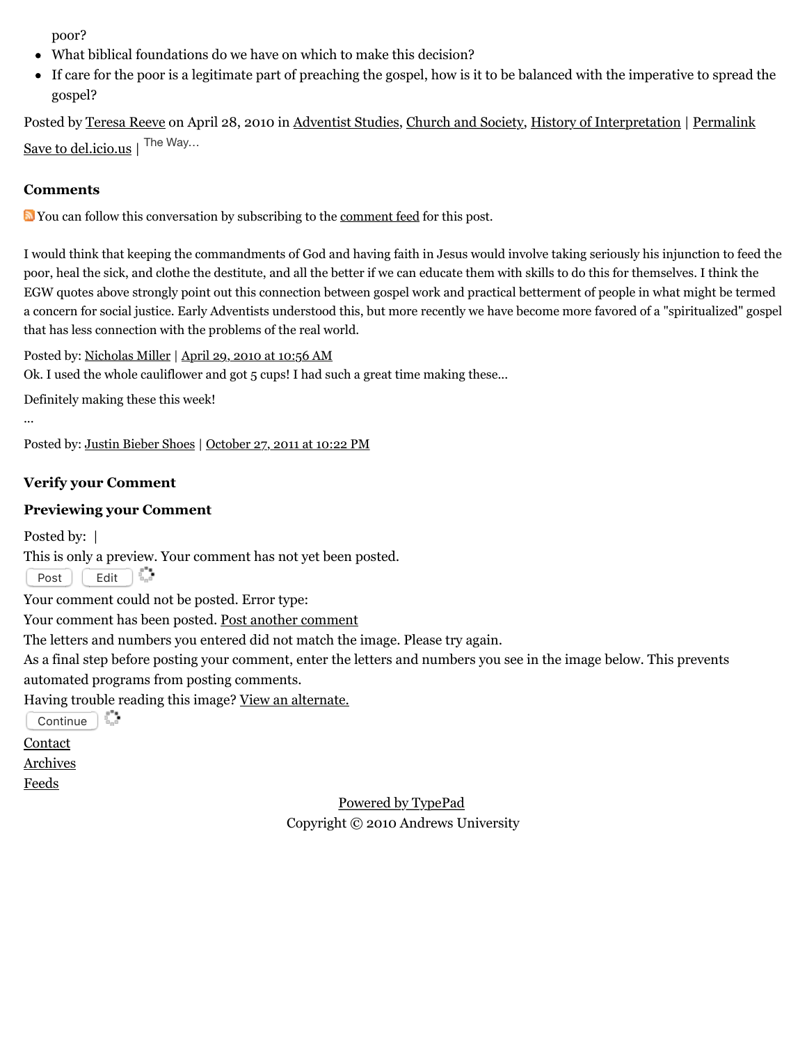poor?

- What biblical foundations do we have on which to make this decision?
- If care for the poor is a legitimate part of preaching the gospel, how is it to be balanced with the imperative to spread the gospel?

Posted by Teresa Reeve on April 28, 2010 in Adventist Studies, Church and Society, History of Interpretation | Permalink

Save to del.icio.us | The Way...

### Comments

You can follow this conversation by subscribing to the comment feed for this post.

I would think that keeping the commandments of God and having faith in Jesus would involve taking seriously his injunction to feed the poor, heal the sick, and clothe the destitute, and all the better if we can educate them with skills to do this for themselves. I think the EGW quotes above strongly point out this connection between gospel work and practical betterment of people in what might be termed a concern for social justice. Early Adventists understood this, but more recently we have become more favored of a "spiritualized" gospel that has less connection with the problems of the real world.

Posted by: Nicholas Miller | April 29, 2010 at 10:56 AM

Ok. I used the whole cauliflower and got 5 cups! I had such a great time making these...

Definitely making these this week!

...

Posted by: Justin Bieber Shoes | October 27, 2011 at 10:22 PM

### Verify your Comment

### Previewing your Comment

Posted by: |

This is only a preview. Your comment has not yet been posted.

Post Edit

Your comment could not be posted. Error type:

Your comment has been posted. Post another comment

The letters and numbers you entered did not match the image. Please try again.

As a final step before posting your comment, enter the letters and numbers you see in the image below. This prevents automated programs from posting comments.

Having trouble reading this image? View an alternate.

Continue

Contact

Archives

Feeds

Powered by TypePad

Copyright © 2010 Andrews University